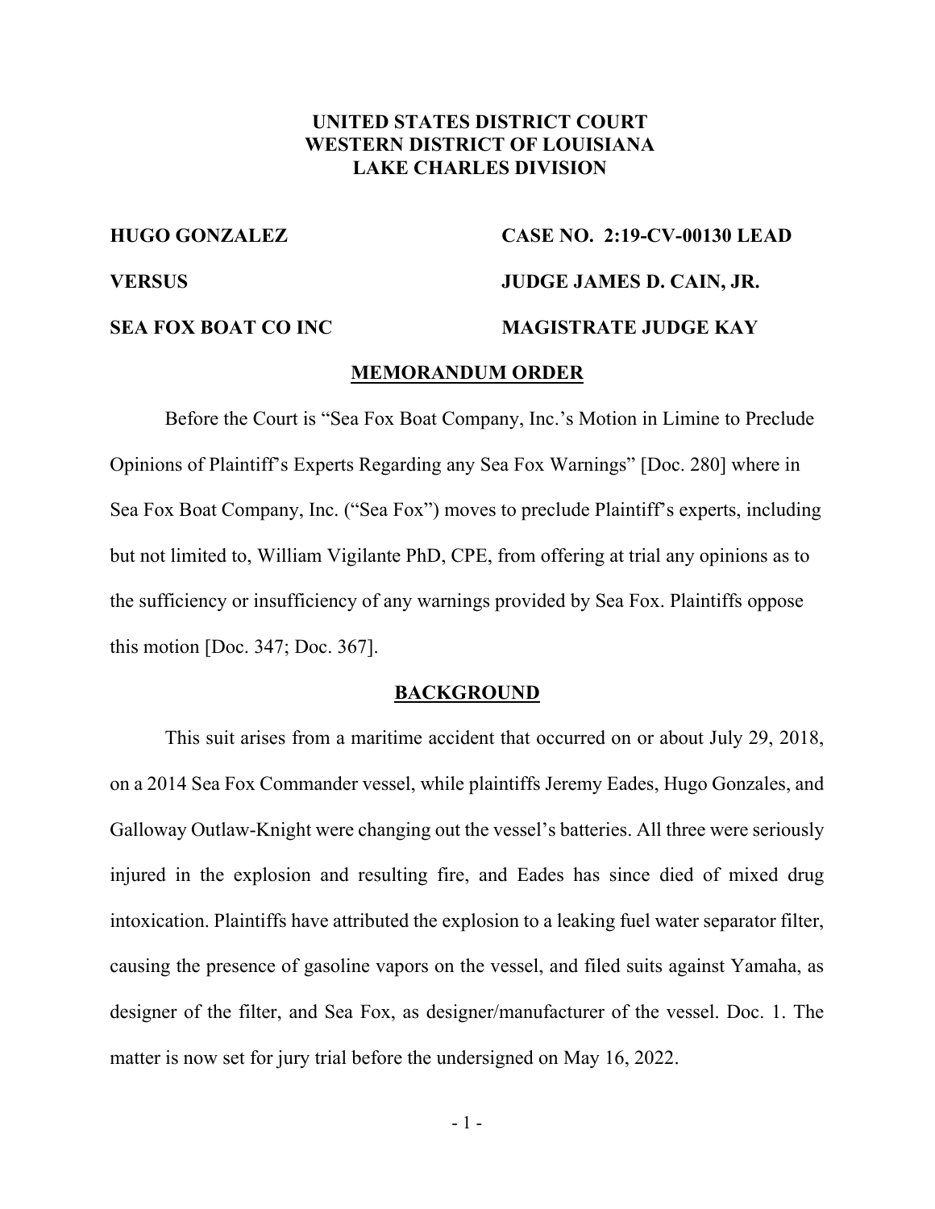**UNITED STATES DISTRICT COURT**
**WESTERN DISTRICT OF LOUISIANA**
**LAKE CHARLES DIVISION**

| | |
|---|---|
| **HUGO GONZALEZ** | **CASE NO. 2:19-CV-00130 LEAD** |
| **VERSUS** | **JUDGE JAMES D. CAIN, JR.** |
| **SEA FOX BOAT CO INC** | **MAGISTRATE JUDGE KAY** |

**MEMORANDUM ORDER**

Before the Court is "Sea Fox Boat Company, Inc.'s Motion in Limine to Preclude Opinions of Plaintiff's Experts Regarding any Sea Fox Warnings" [Doc. 280] where in Sea Fox Boat Company, Inc. ("Sea Fox") moves to preclude Plaintiff's experts, including but not limited to, William Vigilante PhD, CPE, from offering at trial any opinions as to the sufficiency or insufficiency of any warnings provided by Sea Fox. Plaintiffs oppose this motion [Doc. 347; Doc. 367].

**BACKGROUND**

This suit arises from a maritime accident that occurred on or about July 29, 2018, on a 2014 Sea Fox Commander vessel, while plaintiffs Jeremy Eades, Hugo Gonzales, and Galloway Outlaw-Knight were changing out the vessel's batteries. All three were seriously injured in the explosion and resulting fire, and Eades has since died of mixed drug intoxication. Plaintiffs have attributed the explosion to a leaking fuel water separator filter, causing the presence of gasoline vapors on the vessel, and filed suits against Yamaha, as designer of the filter, and Sea Fox, as designer/manufacturer of the vessel. Doc. 1. The matter is now set for jury trial before the undersigned on May 16, 2022.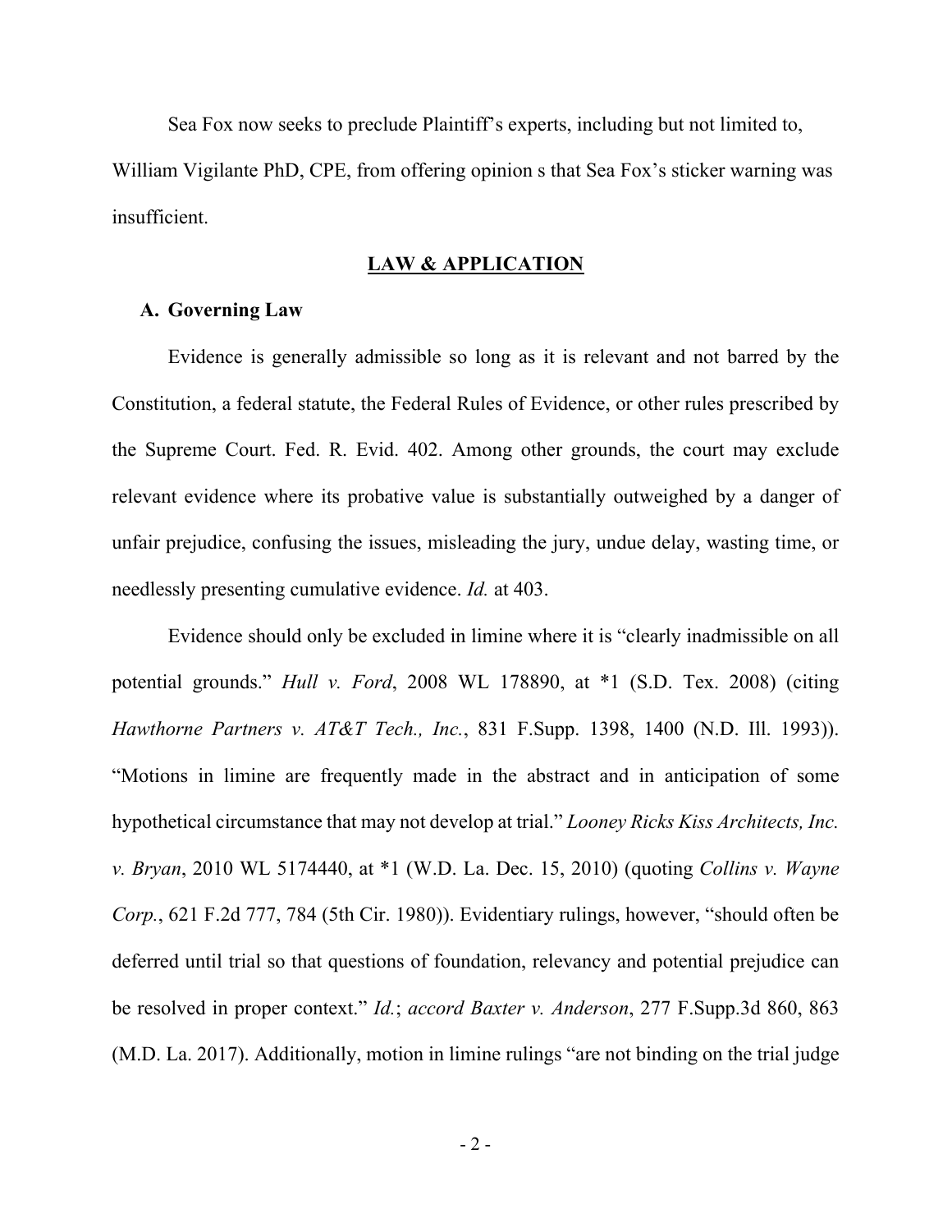Sea Fox now seeks to preclude Plaintiff's experts, including but not limited to, William Vigilante PhD, CPE, from offering opinion s that Sea Fox's sticker warning was insufficient.

## LAW & APPLICATION

### A. Governing Law

Evidence is generally admissible so long as it is relevant and not barred by the Constitution, a federal statute, the Federal Rules of Evidence, or other rules prescribed by the Supreme Court. Fed. R. Evid. 402. Among other grounds, the court may exclude relevant evidence where its probative value is substantially outweighed by a danger of unfair prejudice, confusing the issues, misleading the jury, undue delay, wasting time, or needlessly presenting cumulative evidence. *Id.* at 403.

Evidence should only be excluded in limine where it is "clearly inadmissible on all potential grounds." *Hull v. Ford*, 2008 WL 178890, at *1 (S.D. Tex. 2008) (citing *Hawthorne Partners v. AT&T Tech., Inc.*, 831 F.Supp. 1398, 1400 (N.D. Ill. 1993)). "Motions in limine are frequently made in the abstract and in anticipation of some hypothetical circumstance that may not develop at trial." *Looney Ricks Kiss Architects, Inc. v. Bryan*, 2010 WL 5174440, at *1 (W.D. La. Dec. 15, 2010) (quoting *Collins v. Wayne Corp.*, 621 F.2d 777, 784 (5th Cir. 1980)). Evidentiary rulings, however, "should often be deferred until trial so that questions of foundation, relevancy and potential prejudice can be resolved in proper context." *Id.*; *accord Baxter v. Anderson*, 277 F.Supp.3d 860, 863 (M.D. La. 2017). Additionally, motion in limine rulings "are not binding on the trial judge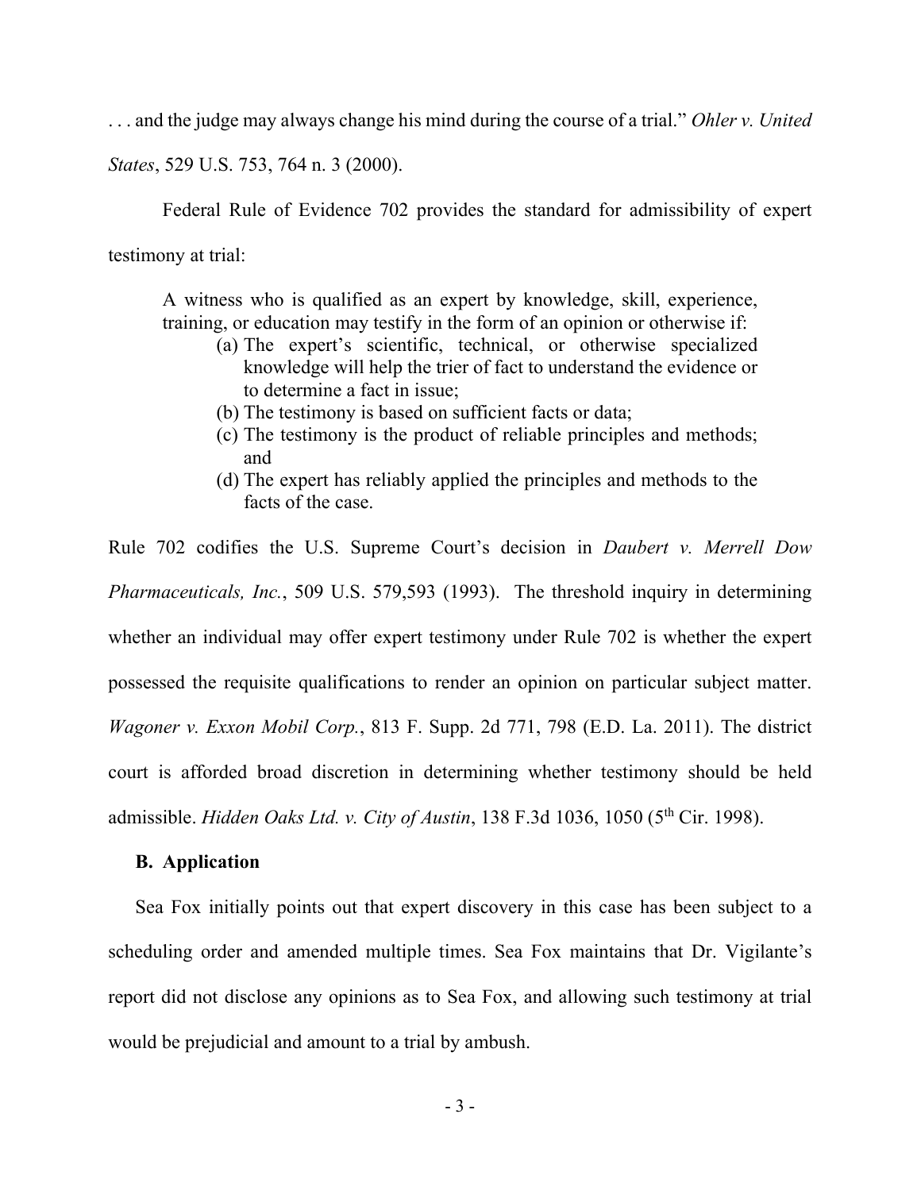. . . and the judge may always change his mind during the course of a trial." *Ohler v. United States*, 529 U.S. 753, 764 n. 3 (2000).

Federal Rule of Evidence 702 provides the standard for admissibility of expert testimony at trial:

> A witness who is qualified as an expert by knowledge, skill, experience, training, or education may testify in the form of an opinion or otherwise if:
> (a) The expert's scientific, technical, or otherwise specialized knowledge will help the trier of fact to understand the evidence or to determine a fact in issue;
> (b) The testimony is based on sufficient facts or data;
> (c) The testimony is the product of reliable principles and methods; and
> (d) The expert has reliably applied the principles and methods to the facts of the case.

Rule 702 codifies the U.S. Supreme Court's decision in *Daubert v. Merrell Dow Pharmaceuticals, Inc.*, 509 U.S. 579,593 (1993). The threshold inquiry in determining whether an individual may offer expert testimony under Rule 702 is whether the expert possessed the requisite qualifications to render an opinion on particular subject matter. *Wagoner v. Exxon Mobil Corp.*, 813 F. Supp. 2d 771, 798 (E.D. La. 2011). The district court is afforded broad discretion in determining whether testimony should be held admissible. *Hidden Oaks Ltd. v. City of Austin*, 138 F.3d 1036, 1050 (5th Cir. 1998).

**B. Application**

Sea Fox initially points out that expert discovery in this case has been subject to a scheduling order and amended multiple times. Sea Fox maintains that Dr. Vigilante's report did not disclose any opinions as to Sea Fox, and allowing such testimony at trial would be prejudicial and amount to a trial by ambush.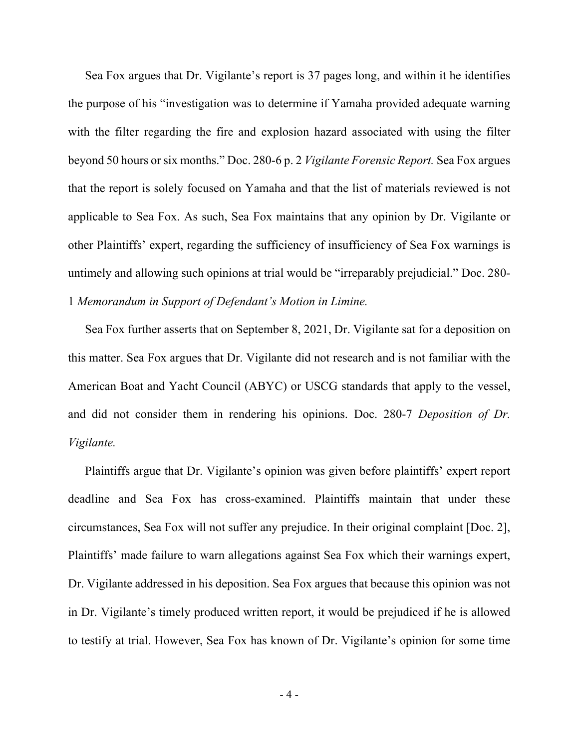Sea Fox argues that Dr. Vigilante's report is 37 pages long, and within it he identifies the purpose of his "investigation was to determine if Yamaha provided adequate warning with the filter regarding the fire and explosion hazard associated with using the filter beyond 50 hours or six months." Doc. 280-6 p. 2 *Vigilante Forensic Report.* Sea Fox argues that the report is solely focused on Yamaha and that the list of materials reviewed is not applicable to Sea Fox. As such, Sea Fox maintains that any opinion by Dr. Vigilante or other Plaintiffs' expert, regarding the sufficiency of insufficiency of Sea Fox warnings is untimely and allowing such opinions at trial would be "irreparably prejudicial." Doc. 280-1 *Memorandum in Support of Defendant's Motion in Limine.*

Sea Fox further asserts that on September 8, 2021, Dr. Vigilante sat for a deposition on this matter. Sea Fox argues that Dr. Vigilante did not research and is not familiar with the American Boat and Yacht Council (ABYC) or USCG standards that apply to the vessel, and did not consider them in rendering his opinions. Doc. 280-7 *Deposition of Dr. Vigilante.*

Plaintiffs argue that Dr. Vigilante's opinion was given before plaintiffs' expert report deadline and Sea Fox has cross-examined. Plaintiffs maintain that under these circumstances, Sea Fox will not suffer any prejudice. In their original complaint [Doc. 2], Plaintiffs' made failure to warn allegations against Sea Fox which their warnings expert, Dr. Vigilante addressed in his deposition. Sea Fox argues that because this opinion was not in Dr. Vigilante's timely produced written report, it would be prejudiced if he is allowed to testify at trial. However, Sea Fox has known of Dr. Vigilante's opinion for some time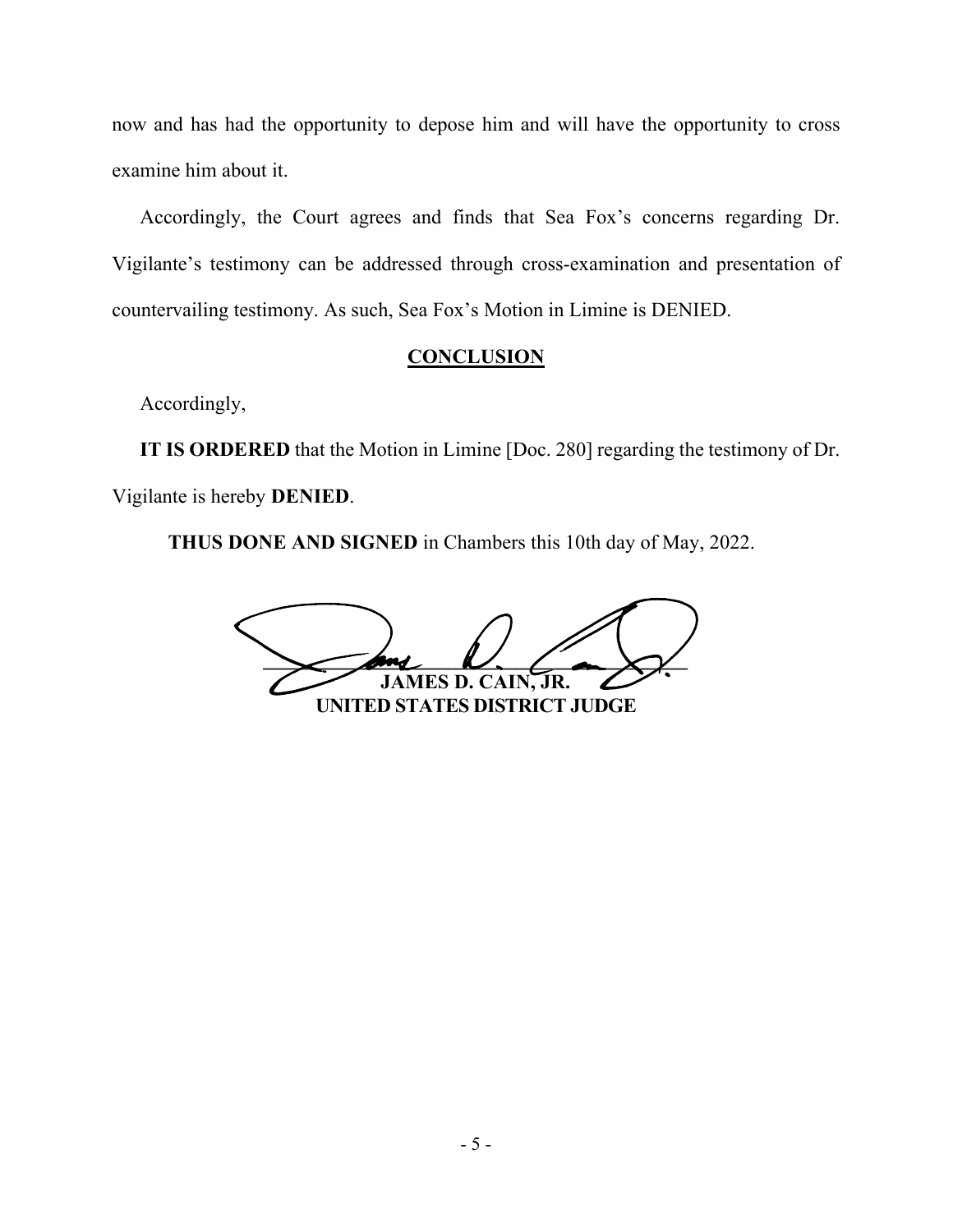now and has had the opportunity to depose him and will have the opportunity to cross examine him about it.

Accordingly, the Court agrees and finds that Sea Fox's concerns regarding Dr. Vigilante's testimony can be addressed through cross-examination and presentation of countervailing testimony. As such, Sea Fox's Motion in Limine is DENIED.

## CONCLUSION

Accordingly,

**IT IS ORDERED** that the Motion in Limine [Doc. 280] regarding the testimony of Dr. Vigilante is hereby **DENIED**.

**THUS DONE AND SIGNED** in Chambers this 10th day of May, 2022.

**JAMES D. CAIN, JR.**
**UNITED STATES DISTRICT JUDGE**